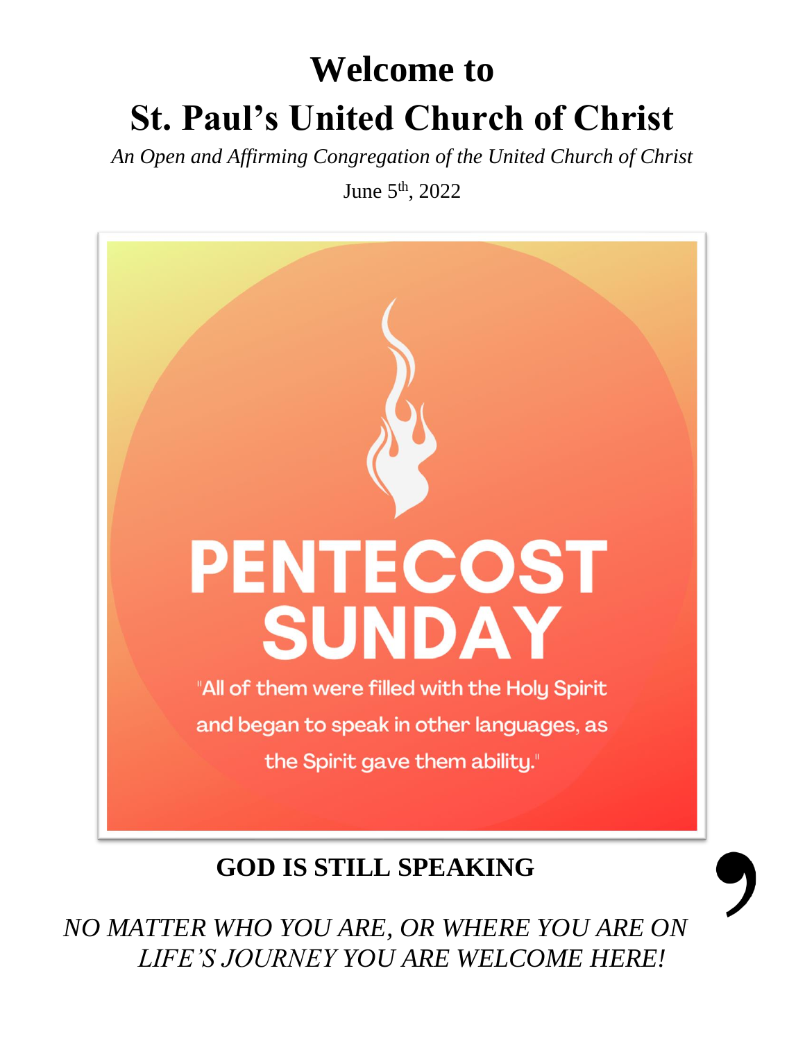# Welcome to

# St. Paul's United Church of Christ

*An Open and Affirming Congregation of the United Church of Christ*

June 5th, 2022

PENTECOST SUNDAY

"All of them were filled with the Holy Spirit and began to speak in other languages, as the Spirit gave them ability."

**GOD IS STILL SPEAKING**

*NO MATTER WHO YOU ARE, OR WHERE YOU ARE ON LIFE'S JOURNEY YOU ARE WELCOME HERE!*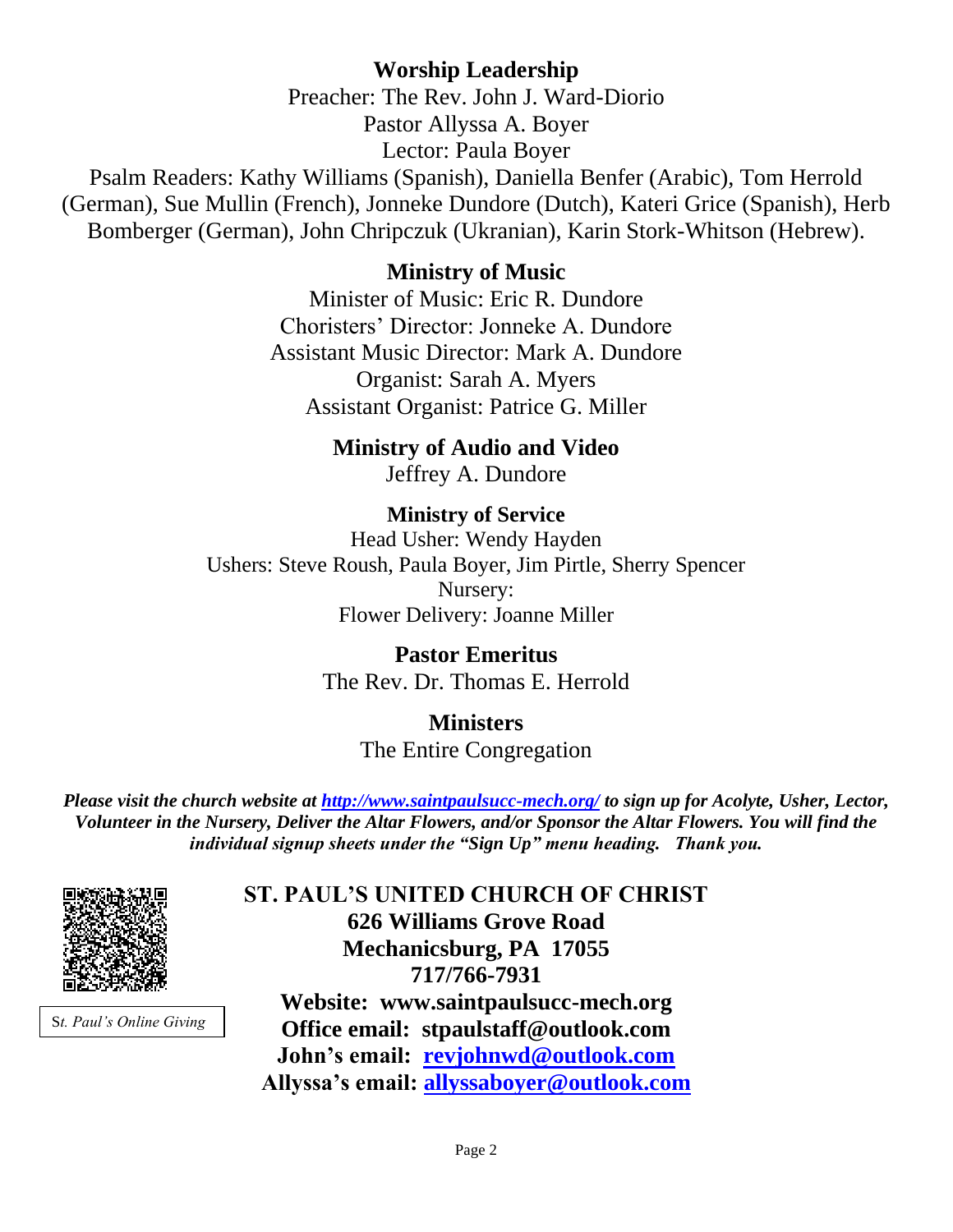## Worship Leadership

Preacher: The Rev. John J. Ward-Diorio
Pastor Allyssa A. Boyer
Lector: Paula Boyer
Psalm Readers: Kathy Williams (Spanish), Daniella Benfer (Arabic), Tom Herrold (German), Sue Mullin (French), Jonneke Dundore (Dutch), Kateri Grice (Spanish), Herb Bomberger (German), John Chripczuk (Ukranian), Karin Stork-Whitson (Hebrew).

## Ministry of Music

Minister of Music: Eric R. Dundore
Choristers' Director: Jonneke A. Dundore
Assistant Music Director: Mark A. Dundore
Organist: Sarah A. Myers
Assistant Organist: Patrice G. Miller

## Ministry of Audio and Video

Jeffrey A. Dundore

## Ministry of Service

Head Usher: Wendy Hayden
Ushers: Steve Roush, Paula Boyer, Jim Pirtle, Sherry Spencer
Nursery:
Flower Delivery: Joanne Miller

## Pastor Emeritus

The Rev. Dr. Thomas E. Herrold

## Ministers

The Entire Congregation

***Please visit the church website at http://www.saintpaulsucc-mech.org/ to sign up for Acolyte, Usher, Lector, Volunteer in the Nursery, Deliver the Altar Flowers, and/or Sponsor the Altar Flowers. You will find the individual signup sheets under the "Sign Up" menu heading. Thank you.***

St. Paul's Online Giving

**ST. PAUL'S UNITED CHURCH OF CHRIST**
**626 Williams Grove Road**
**Mechanicsburg, PA 17055**
**717/766-7931**
**Website: www.saintpaulsucc-mech.org**
**Office email: stpaulstaff@outlook.com**
**John's email: revjohnwd@outlook.com**
**Allyssa's email: allyssaboyer@outlook.com**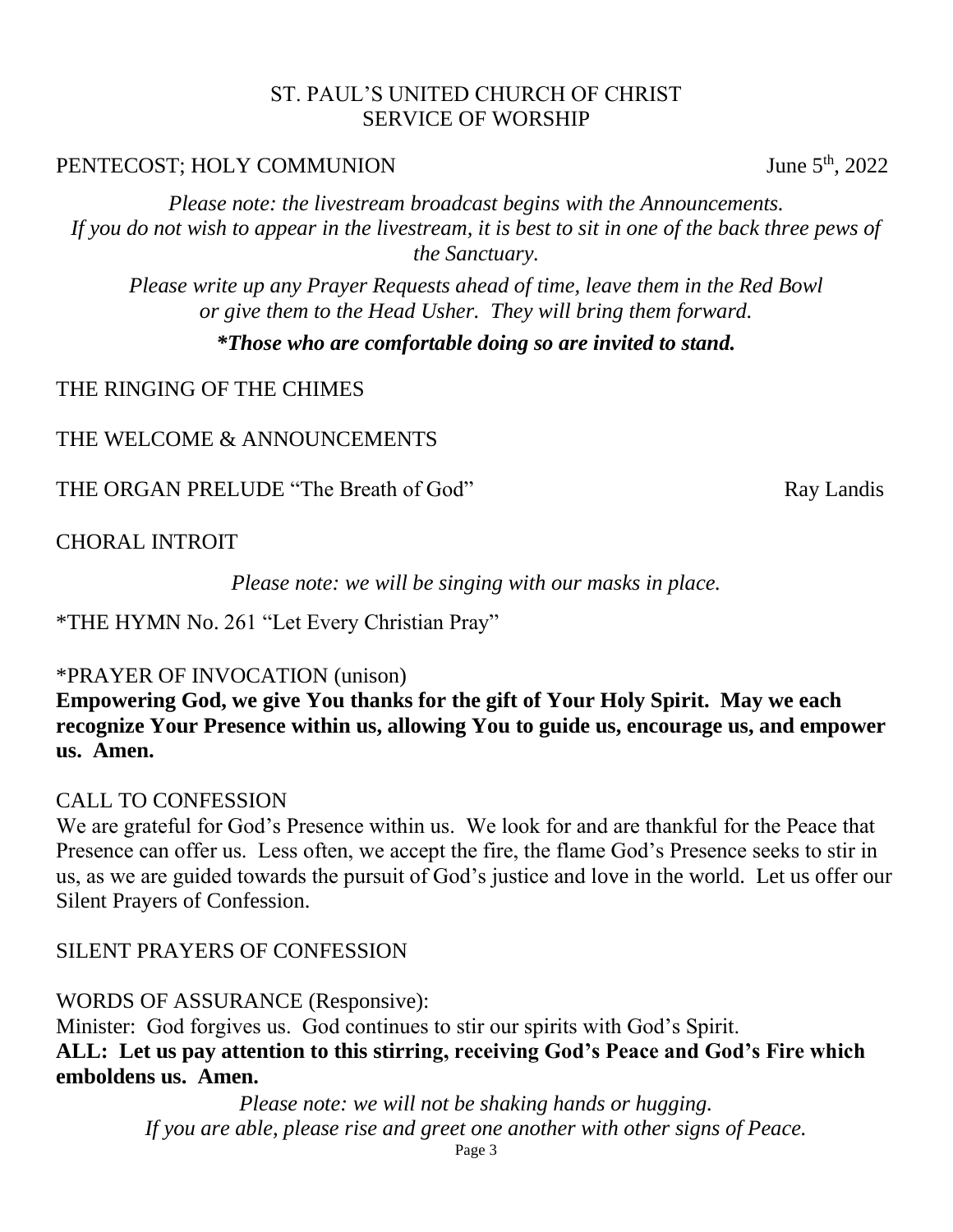ST. PAUL'S UNITED CHURCH OF CHRIST
SERVICE OF WORSHIP

PENTECOST; HOLY COMMUNION — June 5th, 2022

*Please note: the livestream broadcast begins with the Announcements. If you do not wish to appear in the livestream, it is best to sit in one of the back three pews of the Sanctuary.*

*Please write up any Prayer Requests ahead of time, leave them in the Red Bowl or give them to the Head Usher. They will bring them forward.*

***\*Those who are comfortable doing so are invited to stand.***

THE RINGING OF THE CHIMES

THE WELCOME & ANNOUNCEMENTS

THE ORGAN PRELUDE "The Breath of God" — Ray Landis

CHORAL INTROIT

*Please note: we will be singing with our masks in place.*

*THE HYMN No. 261 "Let Every Christian Pray"

*PRAYER OF INVOCATION (unison)
**Empowering God, we give You thanks for the gift of Your Holy Spirit. May we each recognize Your Presence within us, allowing You to guide us, encourage us, and empower us. Amen.**

CALL TO CONFESSION
We are grateful for God's Presence within us. We look for and are thankful for the Peace that Presence can offer us. Less often, we accept the fire, the flame God's Presence seeks to stir in us, as we are guided towards the pursuit of God's justice and love in the world. Let us offer our Silent Prayers of Confession.

SILENT PRAYERS OF CONFESSION

WORDS OF ASSURANCE (Responsive):
Minister: God forgives us. God continues to stir our spirits with God's Spirit.
**ALL: Let us pay attention to this stirring, receiving God's Peace and God's Fire which emboldens us. Amen.**

*Please note: we will not be shaking hands or hugging. If you are able, please rise and greet one another with other signs of Peace.*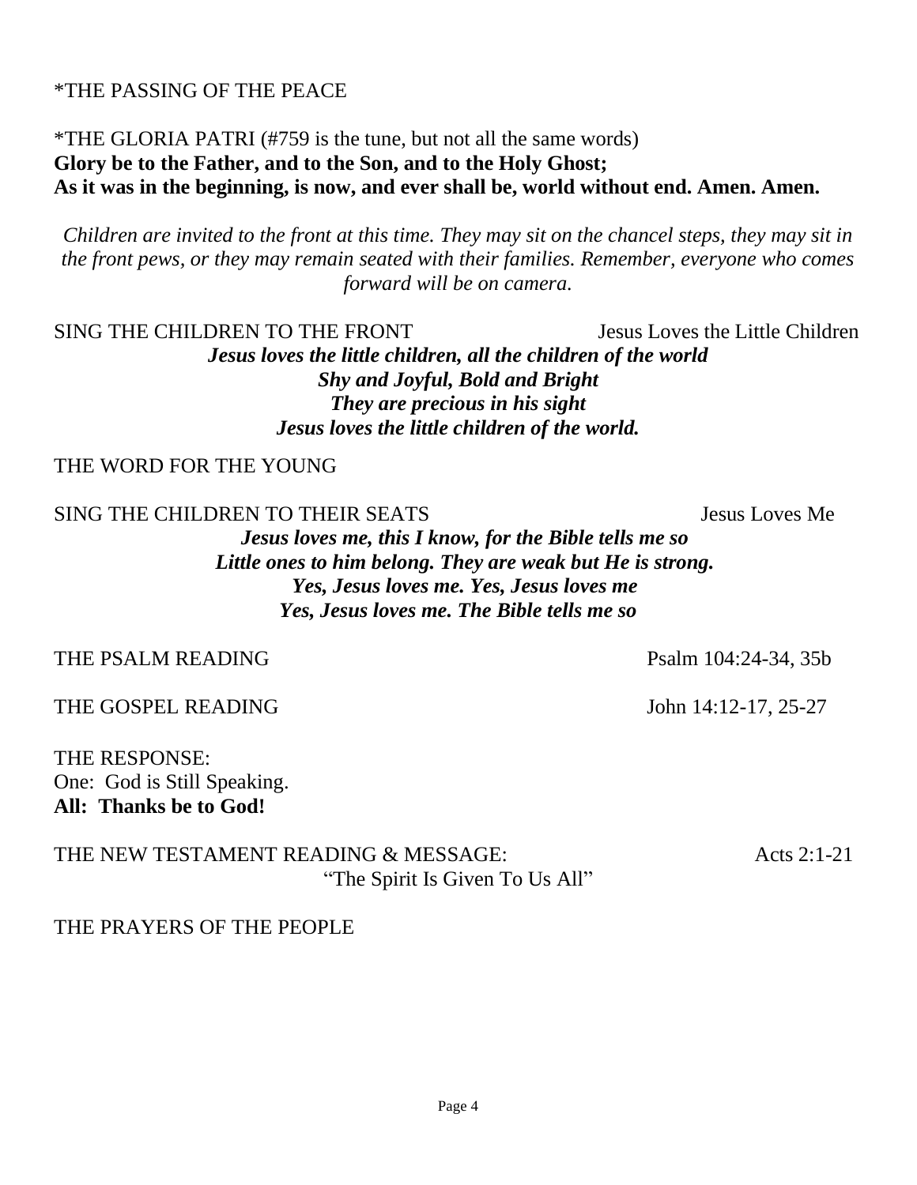*THE PASSING OF THE PEACE

*THE GLORIA PATRI (#759 is the tune, but not all the same words)
**Glory be to the Father, and to the Son, and to the Holy Ghost;**
**As it was in the beginning, is now, and ever shall be, world without end. Amen. Amen.**

*Children are invited to the front at this time. They may sit on the chancel steps, they may sit in the front pews, or they may remain seated with their families. Remember, everyone who comes forward will be on camera.*

SING THE CHILDREN TO THE FRONT — Jesus Loves the Little Children

***Jesus loves the little children, all the children of the world***
***Shy and Joyful, Bold and Bright***
***They are precious in his sight***
***Jesus loves the little children of the world.***

THE WORD FOR THE YOUNG

SING THE CHILDREN TO THEIR SEATS — Jesus Loves Me

***Jesus loves me, this I know, for the Bible tells me so***
***Little ones to him belong. They are weak but He is strong.***
***Yes, Jesus loves me. Yes, Jesus loves me***
***Yes, Jesus loves me. The Bible tells me so***

THE PSALM READING — Psalm 104:24-34, 35b

THE GOSPEL READING — John 14:12-17, 25-27

THE RESPONSE:
One: God is Still Speaking.
**All: Thanks be to God!**

THE NEW TESTAMENT READING & MESSAGE: — Acts 2:1-21
"The Spirit Is Given To Us All"

THE PRAYERS OF THE PEOPLE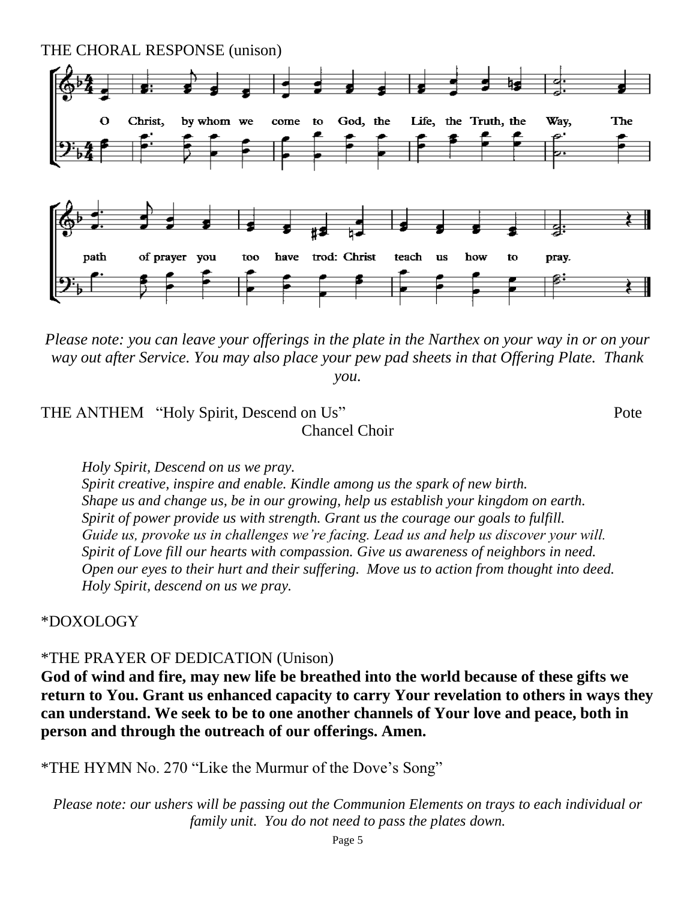THE CHORAL RESPONSE (unison)

O Christ, by whom we come to God, the Life, the Truth, the Way, The path of prayer you too have trod: Christ teach us how to pray.

*Please note: you can leave your offerings in the plate in the Narthex on your way in or on your way out after Service. You may also place your pew pad sheets in that Offering Plate. Thank you.*

THE ANTHEM "Holy Spirit, Descend on Us" Pote

Chancel Choir

*Holy Spirit, Descend on us we pray.*
*Spirit creative, inspire and enable. Kindle among us the spark of new birth.*
*Shape us and change us, be in our growing, help us establish your kingdom on earth.*
*Spirit of power provide us with strength. Grant us the courage our goals to fulfill.*
*Guide us, provoke us in challenges we're facing. Lead us and help us discover your will.*
*Spirit of Love fill our hearts with compassion. Give us awareness of neighbors in need.*
*Open our eyes to their hurt and their suffering. Move us to action from thought into deed.*
*Holy Spirit, descend on us we pray.*

*DOXOLOGY

*THE PRAYER OF DEDICATION (Unison)

**God of wind and fire, may new life be breathed into the world because of these gifts we return to You. Grant us enhanced capacity to carry Your revelation to others in ways they can understand. We seek to be to one another channels of Your love and peace, both in person and through the outreach of our offerings. Amen.**

*THE HYMN No. 270 "Like the Murmur of the Dove's Song"

*Please note: our ushers will be passing out the Communion Elements on trays to each individual or family unit. You do not need to pass the plates down.*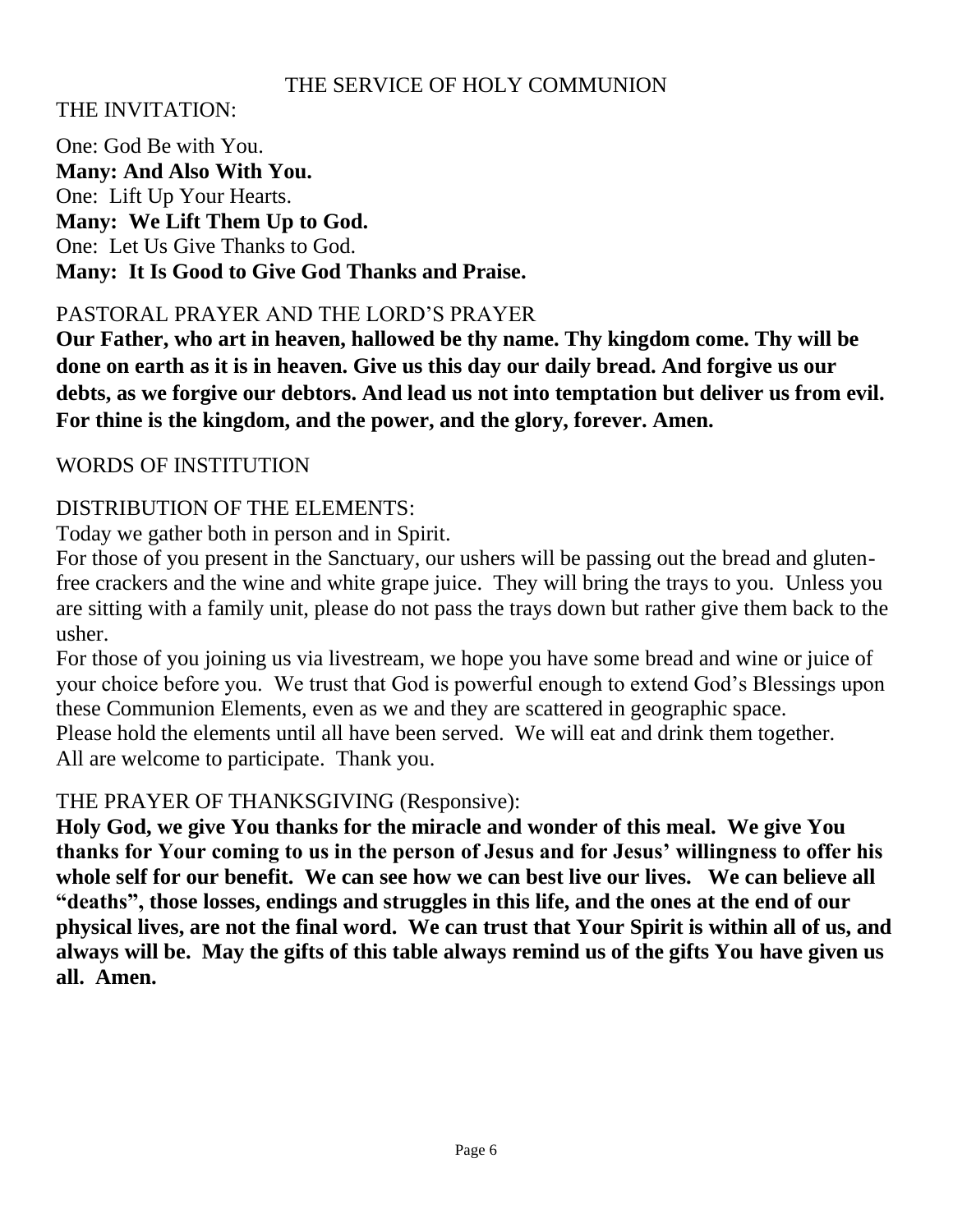# THE SERVICE OF HOLY COMMUNION

THE INVITATION:

One: God Be with You.
**Many: And Also With You.**
One: Lift Up Your Hearts.
**Many: We Lift Them Up to God.**
One: Let Us Give Thanks to God.
**Many: It Is Good to Give God Thanks and Praise.**

PASTORAL PRAYER AND THE LORD'S PRAYER

**Our Father, who art in heaven, hallowed be thy name. Thy kingdom come. Thy will be done on earth as it is in heaven. Give us this day our daily bread. And forgive us our debts, as we forgive our debtors. And lead us not into temptation but deliver us from evil. For thine is the kingdom, and the power, and the glory, forever. Amen.**

WORDS OF INSTITUTION

DISTRIBUTION OF THE ELEMENTS:

Today we gather both in person and in Spirit.

For those of you present in the Sanctuary, our ushers will be passing out the bread and gluten-free crackers and the wine and white grape juice. They will bring the trays to you. Unless you are sitting with a family unit, please do not pass the trays down but rather give them back to the usher.

For those of you joining us via livestream, we hope you have some bread and wine or juice of your choice before you. We trust that God is powerful enough to extend God's Blessings upon these Communion Elements, even as we and they are scattered in geographic space.

Please hold the elements until all have been served. We will eat and drink them together.

All are welcome to participate. Thank you.

THE PRAYER OF THANKSGIVING (Responsive):

**Holy God, we give You thanks for the miracle and wonder of this meal. We give You thanks for Your coming to us in the person of Jesus and for Jesus' willingness to offer his whole self for our benefit. We can see how we can best live our lives. We can believe all "deaths", those losses, endings and struggles in this life, and the ones at the end of our physical lives, are not the final word. We can trust that Your Spirit is within all of us, and always will be. May the gifts of this table always remind us of the gifts You have given us all. Amen.**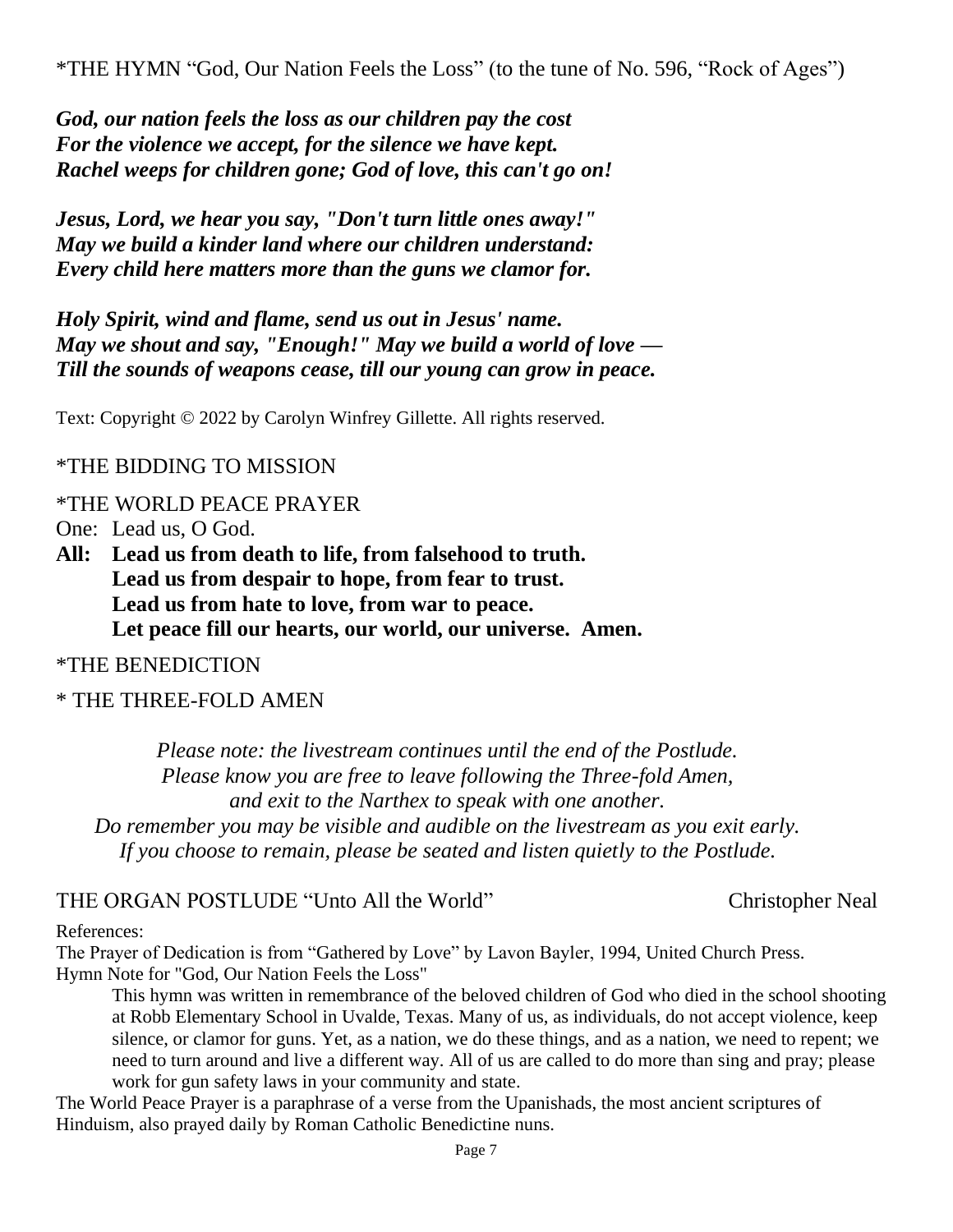*THE HYMN “God, Our Nation Feels the Loss” (to the tune of No. 596, “Rock of Ages”)

***God, our nation feels the loss as our children pay the cost***
***For the violence we accept, for the silence we have kept.***
***Rachel weeps for children gone; God of love, this can't go on!***

***Jesus, Lord, we hear you say, "Don't turn little ones away!"***
***May we build a kinder land where our children understand:***
***Every child here matters more than the guns we clamor for.***

***Holy Spirit, wind and flame, send us out in Jesus' name.***
***May we shout and say, "Enough!" May we build a world of love —***
***Till the sounds of weapons cease, till our young can grow in peace.***

Text: Copyright © 2022 by Carolyn Winfrey Gillette. All rights reserved.

*THE BIDDING TO MISSION

*THE WORLD PEACE PRAYER

One: Lead us, O God.

**All: Lead us from death to life, from falsehood to truth.**
**Lead us from despair to hope, from fear to trust.**
**Lead us from hate to love, from war to peace.**
**Let peace fill our hearts, our world, our universe. Amen.**

*THE BENEDICTION

* THE THREE-FOLD AMEN

*Please note: the livestream continues until the end of the Postlude.*
*Please know you are free to leave following the Three-fold Amen,*
*and exit to the Narthex to speak with one another.*
*Do remember you may be visible and audible on the livestream as you exit early.*
*If you choose to remain, please be seated and listen quietly to the Postlude.*

THE ORGAN POSTLUDE “Unto All the World” Christopher Neal

References:
The Prayer of Dedication is from “Gathered by Love” by Lavon Bayler, 1994, United Church Press.
Hymn Note for "God, Our Nation Feels the Loss"

This hymn was written in remembrance of the beloved children of God who died in the school shooting at Robb Elementary School in Uvalde, Texas. Many of us, as individuals, do not accept violence, keep silence, or clamor for guns. Yet, as a nation, we do these things, and as a nation, we need to repent; we need to turn around and live a different way. All of us are called to do more than sing and pray; please work for gun safety laws in your community and state.

The World Peace Prayer is a paraphrase of a verse from the Upanishads, the most ancient scriptures of Hinduism, also prayed daily by Roman Catholic Benedictine nuns.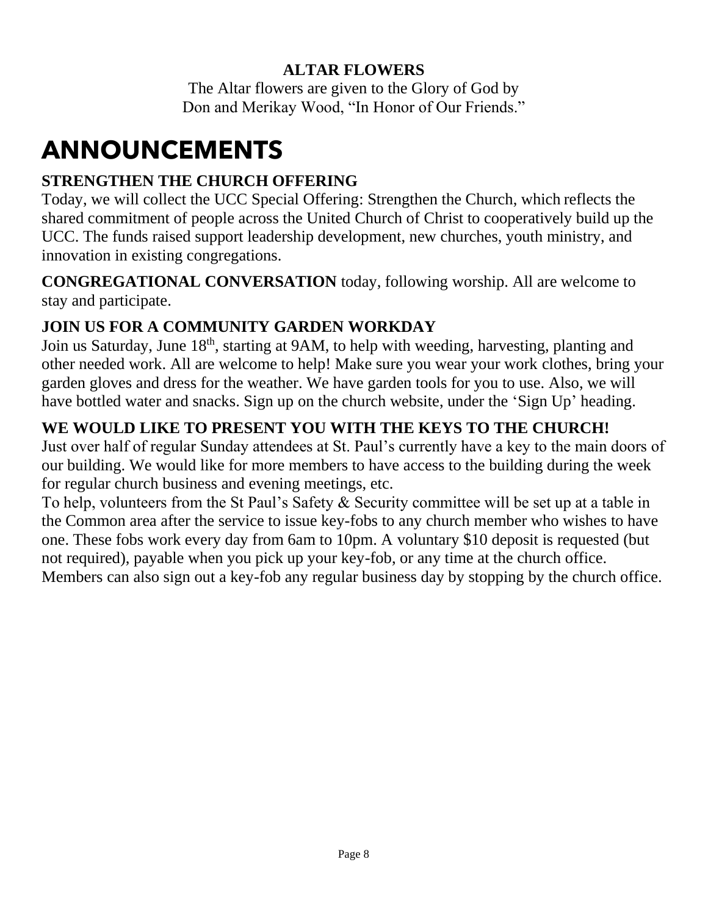**ALTAR FLOWERS**

The Altar flowers are given to the Glory of God by
Don and Merikay Wood, "In Honor of Our Friends."

# ANNOUNCEMENTS

**STRENGTHEN THE CHURCH OFFERING**

Today, we will collect the UCC Special Offering: Strengthen the Church, which reflects the shared commitment of people across the United Church of Christ to cooperatively build up the UCC. The funds raised support leadership development, new churches, youth ministry, and innovation in existing congregations.

**CONGREGATIONAL CONVERSATION** today, following worship. All are welcome to stay and participate.

**JOIN US FOR A COMMUNITY GARDEN WORKDAY**

Join us Saturday, June 18th, starting at 9AM, to help with weeding, harvesting, planting and other needed work. All are welcome to help! Make sure you wear your work clothes, bring your garden gloves and dress for the weather. We have garden tools for you to use. Also, we will have bottled water and snacks. Sign up on the church website, under the 'Sign Up' heading.

**WE WOULD LIKE TO PRESENT YOU WITH THE KEYS TO THE CHURCH!**

Just over half of regular Sunday attendees at St. Paul's currently have a key to the main doors of our building. We would like for more members to have access to the building during the week for regular church business and evening meetings, etc.

To help, volunteers from the St Paul's Safety & Security committee will be set up at a table in the Common area after the service to issue key-fobs to any church member who wishes to have one. These fobs work every day from 6am to 10pm. A voluntary $10 deposit is requested (but not required), payable when you pick up your key-fob, or any time at the church office. Members can also sign out a key-fob any regular business day by stopping by the church office.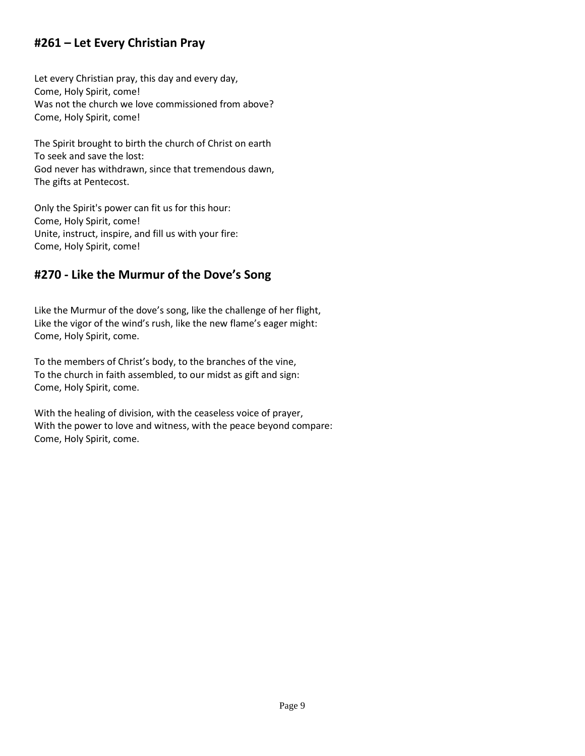## #261 – Let Every Christian Pray

Let every Christian pray, this day and every day,
Come, Holy Spirit, come!
Was not the church we love commissioned from above?
Come, Holy Spirit, come!

The Spirit brought to birth the church of Christ on earth
To seek and save the lost:
God never has withdrawn, since that tremendous dawn,
The gifts at Pentecost.

Only the Spirit's power can fit us for this hour:
Come, Holy Spirit, come!
Unite, instruct, inspire, and fill us with your fire:
Come, Holy Spirit, come!

## #270 - Like the Murmur of the Dove's Song

Like the Murmur of the dove's song, like the challenge of her flight,
Like the vigor of the wind's rush, like the new flame's eager might:
Come, Holy Spirit, come.

To the members of Christ's body, to the branches of the vine,
To the church in faith assembled, to our midst as gift and sign:
Come, Holy Spirit, come.

With the healing of division, with the ceaseless voice of prayer,
With the power to love and witness, with the peace beyond compare:
Come, Holy Spirit, come.